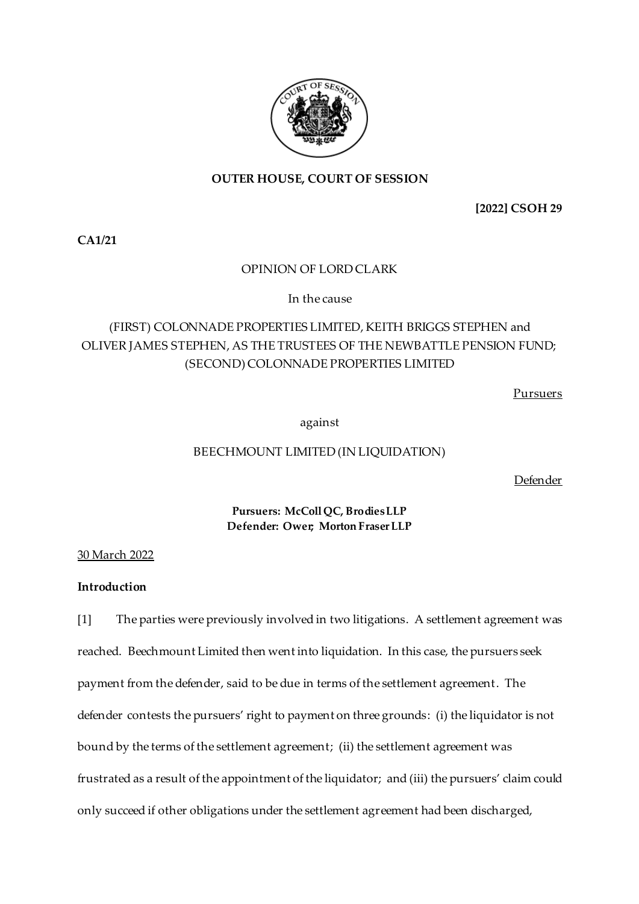**OUTER HOUSE, COURT OF SESSION**

**[2022] CSOH 29**

**CA1/21**

OPINION OF LORD CLARK

In the cause

(FIRST) COLONNADE PROPERTIES LIMITED, KEITH BRIGGS STEPHEN and OLIVER JAMES STEPHEN, AS THE TRUSTEES OF THE NEWBATTLE PENSION FUND; (SECOND) COLONNADE PROPERTIES LIMITED

Pursuers

against

BEECHMOUNT LIMITED (IN LIQUIDATION)

Defender

**Pursuers: McColl QC, Brodies LLP**
**Defender: Ower; Morton Fraser LLP**

30 March 2022

**Introduction**

[1] The parties were previously involved in two litigations. A settlement agreement was reached. Beechmount Limited then went into liquidation. In this case, the pursuers seek payment from the defender, said to be due in terms of the settlement agreement. The defender contests the pursuers' right to payment on three grounds: (i) the liquidator is not bound by the terms of the settlement agreement; (ii) the settlement agreement was frustrated as a result of the appointment of the liquidator; and (iii) the pursuers' claim could only succeed if other obligations under the settlement agreement had been discharged,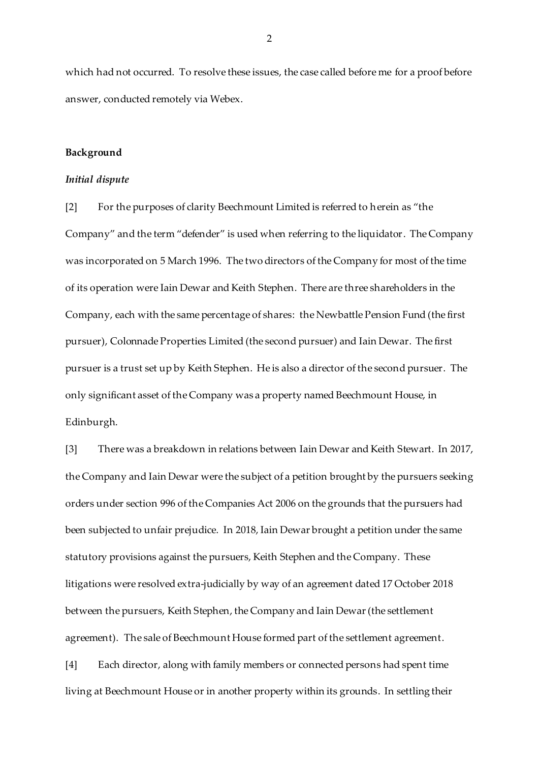which had not occurred. To resolve these issues, the case called before me for a proof before answer, conducted remotely via Webex.

## Background

### *Initial dispute*

[2] For the purposes of clarity Beechmount Limited is referred to herein as "the Company" and the term "defender" is used when referring to the liquidator. The Company was incorporated on 5 March 1996. The two directors of the Company for most of the time of its operation were Iain Dewar and Keith Stephen. There are three shareholders in the Company, each with the same percentage of shares: the Newbattle Pension Fund (the first pursuer), Colonnade Properties Limited (the second pursuer) and Iain Dewar. The first pursuer is a trust set up by Keith Stephen. He is also a director of the second pursuer. The only significant asset of the Company was a property named Beechmount House, in Edinburgh.

[3] There was a breakdown in relations between Iain Dewar and Keith Stewart. In 2017, the Company and Iain Dewar were the subject of a petition brought by the pursuers seeking orders under section 996 of the Companies Act 2006 on the grounds that the pursuers had been subjected to unfair prejudice. In 2018, Iain Dewar brought a petition under the same statutory provisions against the pursuers, Keith Stephen and the Company. These litigations were resolved extra-judicially by way of an agreement dated 17 October 2018 between the pursuers, Keith Stephen, the Company and Iain Dewar (the settlement agreement). The sale of Beechmount House formed part of the settlement agreement.

[4] Each director, along with family members or connected persons had spent time living at Beechmount House or in another property within its grounds. In settling their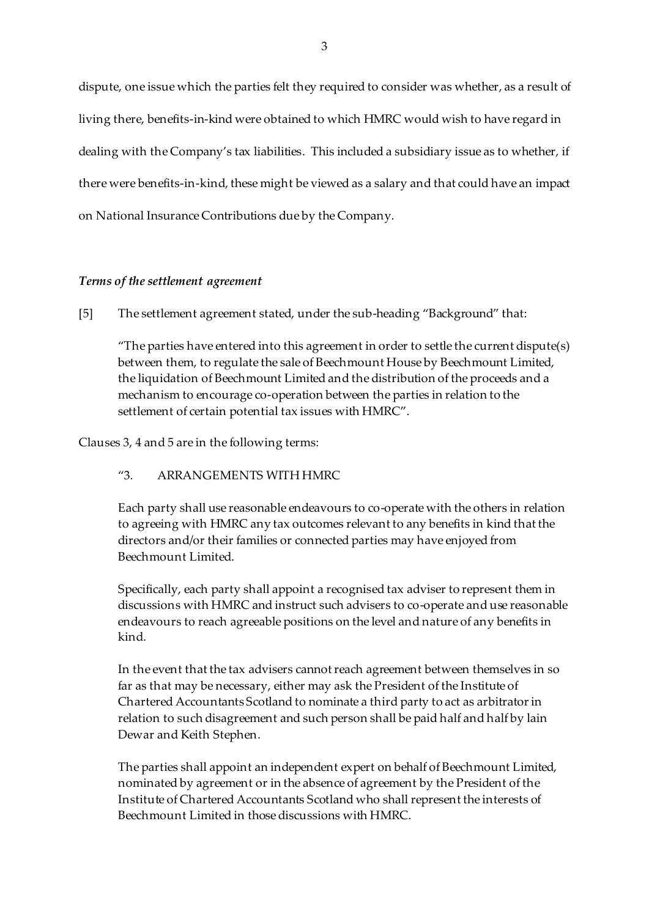dispute, one issue which the parties felt they required to consider was whether, as a result of living there, benefits-in-kind were obtained to which HMRC would wish to have regard in dealing with the Company's tax liabilities. This included a subsidiary issue as to whether, if there were benefits-in-kind, these might be viewed as a salary and that could have an impact on National Insurance Contributions due by the Company.

### *Terms of the settlement agreement*

[5] The settlement agreement stated, under the sub-heading "Background" that:

> "The parties have entered into this agreement in order to settle the current dispute(s) between them, to regulate the sale of Beechmount House by Beechmount Limited, the liquidation of Beechmount Limited and the distribution of the proceeds and a mechanism to encourage co-operation between the parties in relation to the settlement of certain potential tax issues with HMRC".

Clauses 3, 4 and 5 are in the following terms:

> "3. ARRANGEMENTS WITH HMRC
>
> Each party shall use reasonable endeavours to co-operate with the others in relation to agreeing with HMRC any tax outcomes relevant to any benefits in kind that the directors and/or their families or connected parties may have enjoyed from Beechmount Limited.
>
> Specifically, each party shall appoint a recognised tax adviser to represent them in discussions with HMRC and instruct such advisers to co-operate and use reasonable endeavours to reach agreeable positions on the level and nature of any benefits in kind.
>
> In the event that the tax advisers cannot reach agreement between themselves in so far as that may be necessary, either may ask the President of the Institute of Chartered Accountants Scotland to nominate a third party to act as arbitrator in relation to such disagreement and such person shall be paid half and half by lain Dewar and Keith Stephen.
>
> The parties shall appoint an independent expert on behalf of Beechmount Limited, nominated by agreement or in the absence of agreement by the President of the Institute of Chartered Accountants Scotland who shall represent the interests of Beechmount Limited in those discussions with HMRC.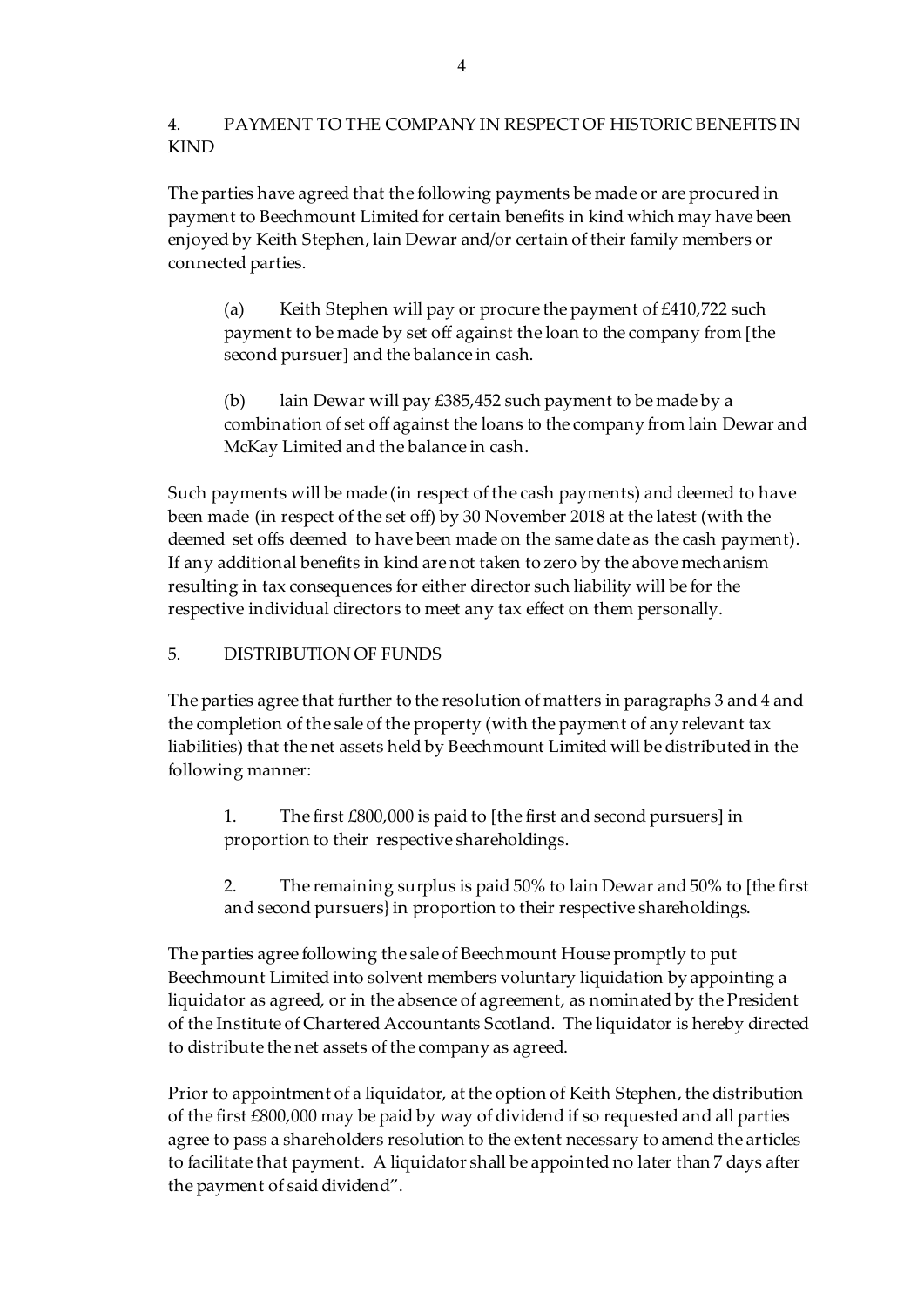4. PAYMENT TO THE COMPANY IN RESPECT OF HISTORIC BENEFITS IN KIND

The parties have agreed that the following payments be made or are procured in payment to Beechmount Limited for certain benefits in kind which may have been enjoyed by Keith Stephen, Iain Dewar and/or certain of their family members or connected parties.

> (a) Keith Stephen will pay or procure the payment of £410,722 such payment to be made by set off against the loan to the company from [the second pursuer] and the balance in cash.
>
> (b) Iain Dewar will pay £385,452 such payment to be made by a combination of set off against the loans to the company from Iain Dewar and McKay Limited and the balance in cash.

Such payments will be made (in respect of the cash payments) and deemed to have been made (in respect of the set off) by 30 November 2018 at the latest (with the deemed set offs deemed to have been made on the same date as the cash payment). If any additional benefits in kind are not taken to zero by the above mechanism resulting in tax consequences for either director such liability will be for the respective individual directors to meet any tax effect on them personally.

5. DISTRIBUTION OF FUNDS

The parties agree that further to the resolution of matters in paragraphs 3 and 4 and the completion of the sale of the property (with the payment of any relevant tax liabilities) that the net assets held by Beechmount Limited will be distributed in the following manner:

> 1. The first £800,000 is paid to [the first and second pursuers] in proportion to their respective shareholdings.
>
> 2. The remaining surplus is paid 50% to Iain Dewar and 50% to [the first and second pursuers} in proportion to their respective shareholdings.

The parties agree following the sale of Beechmount House promptly to put Beechmount Limited into solvent members voluntary liquidation by appointing a liquidator as agreed, or in the absence of agreement, as nominated by the President of the Institute of Chartered Accountants Scotland. The liquidator is hereby directed to distribute the net assets of the company as agreed.

Prior to appointment of a liquidator, at the option of Keith Stephen, the distribution of the first £800,000 may be paid by way of dividend if so requested and all parties agree to pass a shareholders resolution to the extent necessary to amend the articles to facilitate that payment. A liquidator shall be appointed no later than 7 days after the payment of said dividend".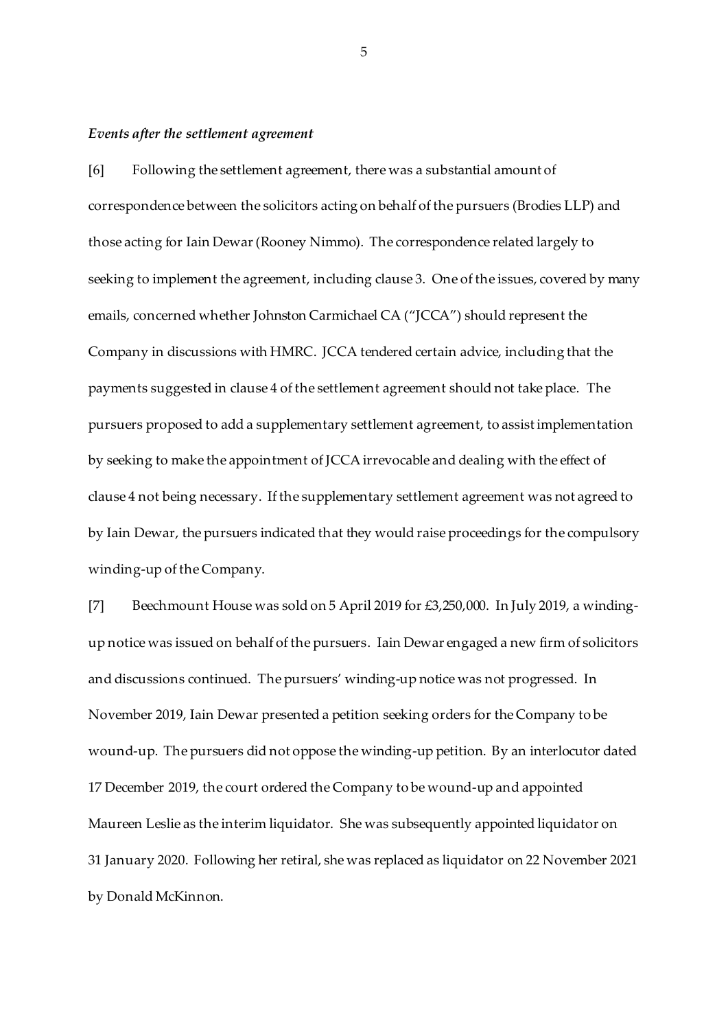### *Events after the settlement agreement*

[6] Following the settlement agreement, there was a substantial amount of correspondence between the solicitors acting on behalf of the pursuers (Brodies LLP) and those acting for Iain Dewar (Rooney Nimmo). The correspondence related largely to seeking to implement the agreement, including clause 3. One of the issues, covered by many emails, concerned whether Johnston Carmichael CA ("JCCA") should represent the Company in discussions with HMRC. JCCA tendered certain advice, including that the payments suggested in clause 4 of the settlement agreement should not take place. The pursuers proposed to add a supplementary settlement agreement, to assist implementation by seeking to make the appointment of JCCA irrevocable and dealing with the effect of clause 4 not being necessary. If the supplementary settlement agreement was not agreed to by Iain Dewar, the pursuers indicated that they would raise proceedings for the compulsory winding-up of the Company.

[7] Beechmount House was sold on 5 April 2019 for £3,250,000. In July 2019, a winding-up notice was issued on behalf of the pursuers. Iain Dewar engaged a new firm of solicitors and discussions continued. The pursuers' winding-up notice was not progressed. In November 2019, Iain Dewar presented a petition seeking orders for the Company to be wound-up. The pursuers did not oppose the winding-up petition. By an interlocutor dated 17 December 2019, the court ordered the Company to be wound-up and appointed Maureen Leslie as the interim liquidator. She was subsequently appointed liquidator on 31 January 2020. Following her retiral, she was replaced as liquidator on 22 November 2021 by Donald McKinnon.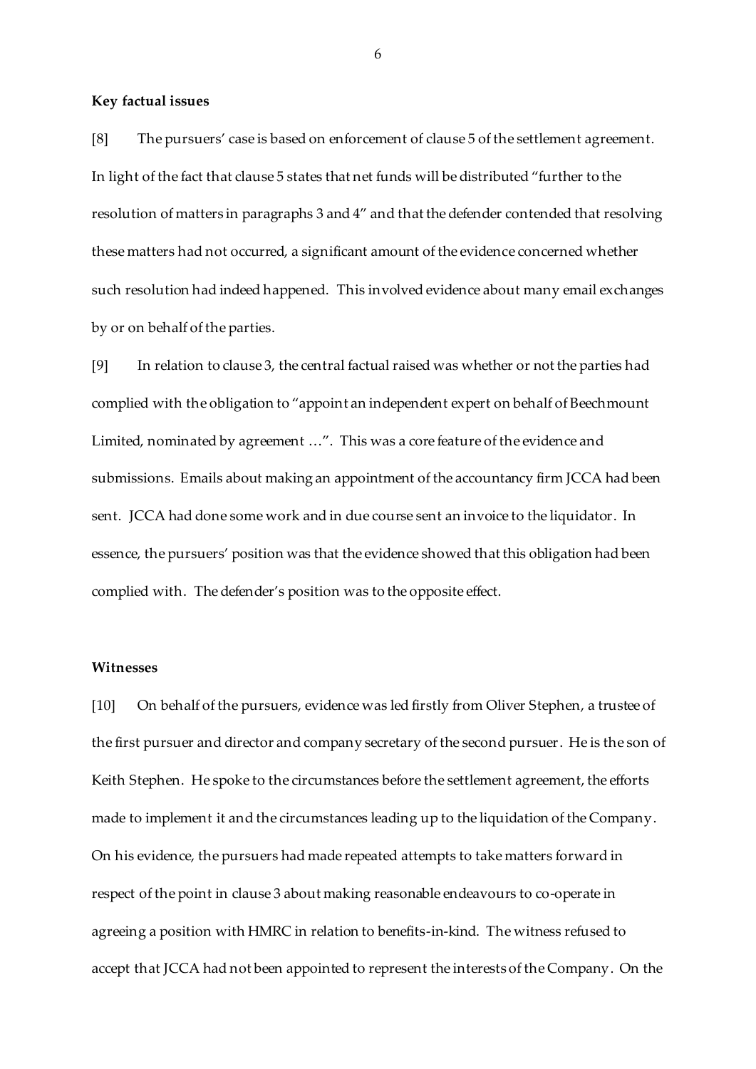**Key factual issues**

[8] The pursuers' case is based on enforcement of clause 5 of the settlement agreement. In light of the fact that clause 5 states that net funds will be distributed "further to the resolution of matters in paragraphs 3 and 4" and that the defender contended that resolving these matters had not occurred, a significant amount of the evidence concerned whether such resolution had indeed happened. This involved evidence about many email exchanges by or on behalf of the parties.

[9] In relation to clause 3, the central factual raised was whether or not the parties had complied with the obligation to "appoint an independent expert on behalf of Beechmount Limited, nominated by agreement …". This was a core feature of the evidence and submissions. Emails about making an appointment of the accountancy firm JCCA had been sent. JCCA had done some work and in due course sent an invoice to the liquidator. In essence, the pursuers' position was that the evidence showed that this obligation had been complied with. The defender's position was to the opposite effect.

**Witnesses**

[10] On behalf of the pursuers, evidence was led firstly from Oliver Stephen, a trustee of the first pursuer and director and company secretary of the second pursuer. He is the son of Keith Stephen. He spoke to the circumstances before the settlement agreement, the efforts made to implement it and the circumstances leading up to the liquidation of the Company. On his evidence, the pursuers had made repeated attempts to take matters forward in respect of the point in clause 3 about making reasonable endeavours to co-operate in agreeing a position with HMRC in relation to benefits-in-kind. The witness refused to accept that JCCA had not been appointed to represent the interests of the Company. On the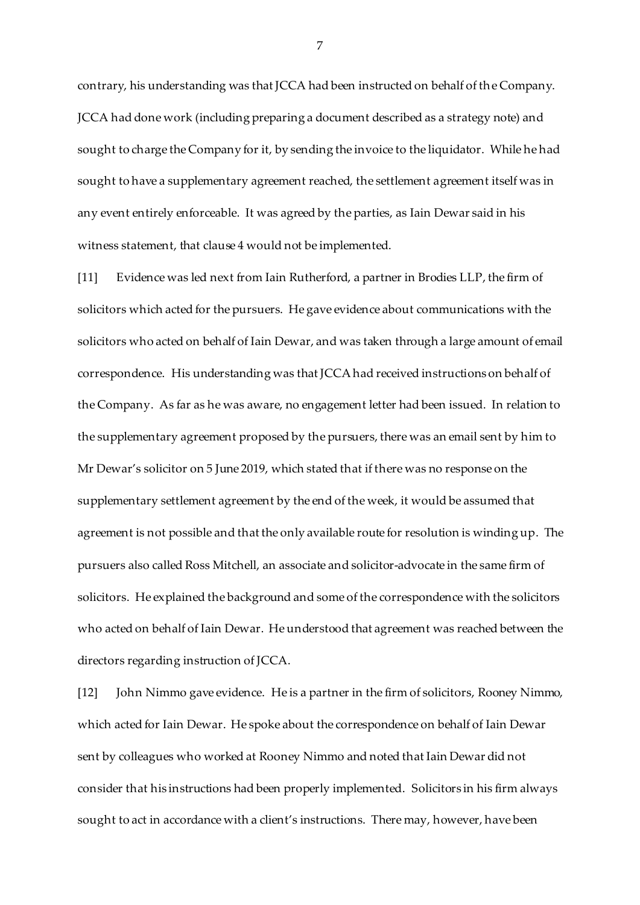contrary, his understanding was that JCCA had been instructed on behalf of the Company. JCCA had done work (including preparing a document described as a strategy note) and sought to charge the Company for it, by sending the invoice to the liquidator. While he had sought to have a supplementary agreement reached, the settlement agreement itself was in any event entirely enforceable. It was agreed by the parties, as Iain Dewar said in his witness statement, that clause 4 would not be implemented.

[11] Evidence was led next from Iain Rutherford, a partner in Brodies LLP, the firm of solicitors which acted for the pursuers. He gave evidence about communications with the solicitors who acted on behalf of Iain Dewar, and was taken through a large amount of email correspondence. His understanding was that JCCA had received instructions on behalf of the Company. As far as he was aware, no engagement letter had been issued. In relation to the supplementary agreement proposed by the pursuers, there was an email sent by him to Mr Dewar's solicitor on 5 June 2019, which stated that if there was no response on the supplementary settlement agreement by the end of the week, it would be assumed that agreement is not possible and that the only available route for resolution is winding up. The pursuers also called Ross Mitchell, an associate and solicitor-advocate in the same firm of solicitors. He explained the background and some of the correspondence with the solicitors who acted on behalf of Iain Dewar. He understood that agreement was reached between the directors regarding instruction of JCCA.

[12] John Nimmo gave evidence. He is a partner in the firm of solicitors, Rooney Nimmo, which acted for Iain Dewar. He spoke about the correspondence on behalf of Iain Dewar sent by colleagues who worked at Rooney Nimmo and noted that Iain Dewar did not consider that his instructions had been properly implemented. Solicitors in his firm always sought to act in accordance with a client's instructions. There may, however, have been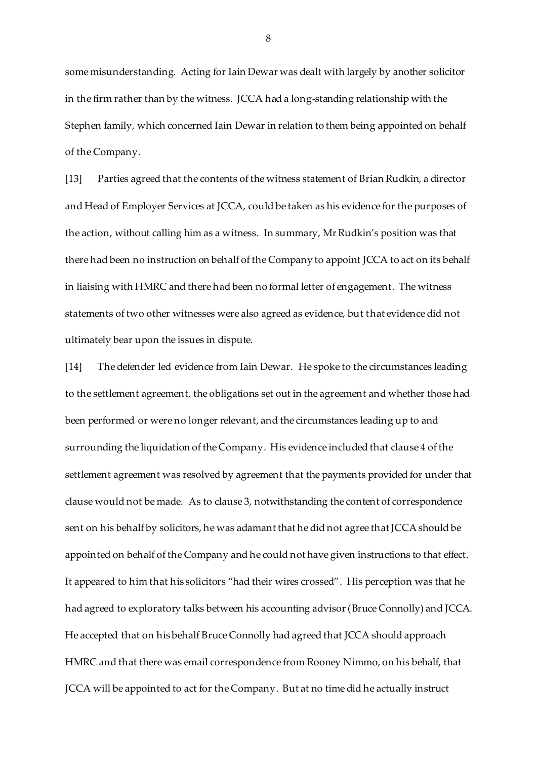some misunderstanding. Acting for Iain Dewar was dealt with largely by another solicitor in the firm rather than by the witness. JCCA had a long-standing relationship with the Stephen family, which concerned Iain Dewar in relation to them being appointed on behalf of the Company.

[13] Parties agreed that the contents of the witness statement of Brian Rudkin, a director and Head of Employer Services at JCCA, could be taken as his evidence for the purposes of the action, without calling him as a witness. In summary, Mr Rudkin's position was that there had been no instruction on behalf of the Company to appoint JCCA to act on its behalf in liaising with HMRC and there had been no formal letter of engagement. The witness statements of two other witnesses were also agreed as evidence, but that evidence did not ultimately bear upon the issues in dispute.

[14] The defender led evidence from Iain Dewar. He spoke to the circumstances leading to the settlement agreement, the obligations set out in the agreement and whether those had been performed or were no longer relevant, and the circumstances leading up to and surrounding the liquidation of the Company. His evidence included that clause 4 of the settlement agreement was resolved by agreement that the payments provided for under that clause would not be made. As to clause 3, notwithstanding the content of correspondence sent on his behalf by solicitors, he was adamant that he did not agree that JCCA should be appointed on behalf of the Company and he could not have given instructions to that effect. It appeared to him that his solicitors "had their wires crossed". His perception was that he had agreed to exploratory talks between his accounting advisor (Bruce Connolly) and JCCA. He accepted that on his behalf Bruce Connolly had agreed that JCCA should approach HMRC and that there was email correspondence from Rooney Nimmo, on his behalf, that JCCA will be appointed to act for the Company. But at no time did he actually instruct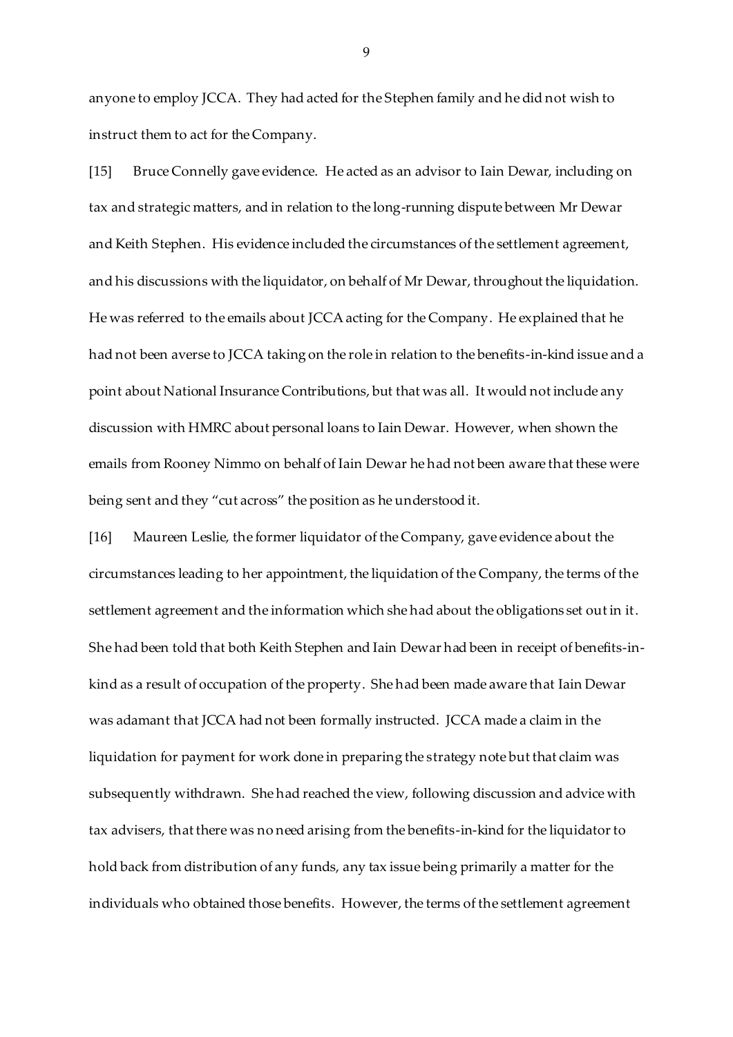anyone to employ JCCA. They had acted for the Stephen family and he did not wish to instruct them to act for the Company.

[15] Bruce Connelly gave evidence. He acted as an advisor to Iain Dewar, including on tax and strategic matters, and in relation to the long-running dispute between Mr Dewar and Keith Stephen. His evidence included the circumstances of the settlement agreement, and his discussions with the liquidator, on behalf of Mr Dewar, throughout the liquidation. He was referred to the emails about JCCA acting for the Company. He explained that he had not been averse to JCCA taking on the role in relation to the benefits-in-kind issue and a point about National Insurance Contributions, but that was all. It would not include any discussion with HMRC about personal loans to Iain Dewar. However, when shown the emails from Rooney Nimmo on behalf of Iain Dewar he had not been aware that these were being sent and they "cut across" the position as he understood it.

[16] Maureen Leslie, the former liquidator of the Company, gave evidence about the circumstances leading to her appointment, the liquidation of the Company, the terms of the settlement agreement and the information which she had about the obligations set out in it. She had been told that both Keith Stephen and Iain Dewar had been in receipt of benefits-in-kind as a result of occupation of the property. She had been made aware that Iain Dewar was adamant that JCCA had not been formally instructed. JCCA made a claim in the liquidation for payment for work done in preparing the strategy note but that claim was subsequently withdrawn. She had reached the view, following discussion and advice with tax advisers, that there was no need arising from the benefits-in-kind for the liquidator to hold back from distribution of any funds, any tax issue being primarily a matter for the individuals who obtained those benefits. However, the terms of the settlement agreement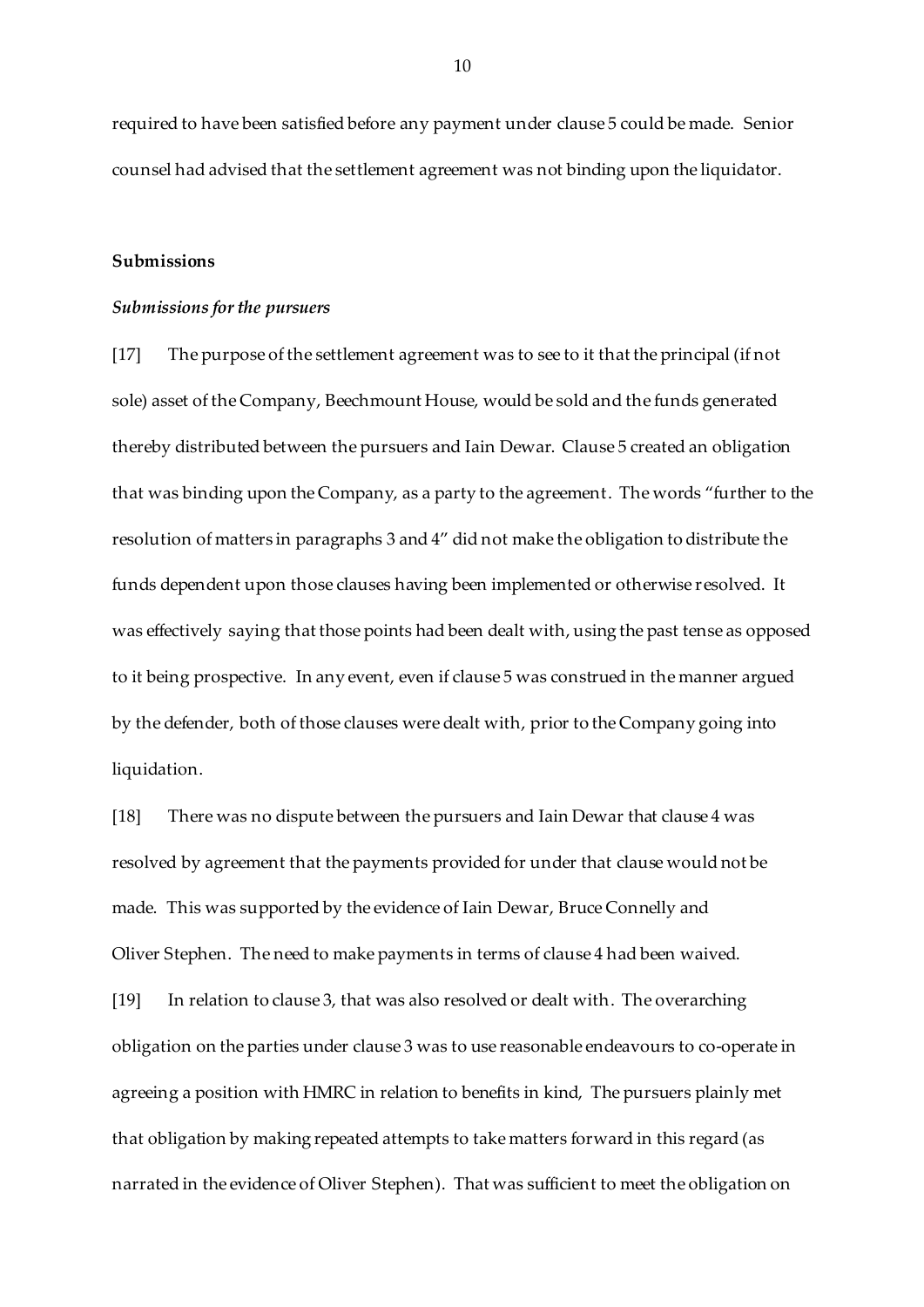required to have been satisfied before any payment under clause 5 could be made. Senior counsel had advised that the settlement agreement was not binding upon the liquidator.

## Submissions

### *Submissions for the pursuers*

[17] The purpose of the settlement agreement was to see to it that the principal (if not sole) asset of the Company, Beechmount House, would be sold and the funds generated thereby distributed between the pursuers and Iain Dewar. Clause 5 created an obligation that was binding upon the Company, as a party to the agreement. The words "further to the resolution of matters in paragraphs 3 and 4" did not make the obligation to distribute the funds dependent upon those clauses having been implemented or otherwise resolved. It was effectively saying that those points had been dealt with, using the past tense as opposed to it being prospective. In any event, even if clause 5 was construed in the manner argued by the defender, both of those clauses were dealt with, prior to the Company going into liquidation.

[18] There was no dispute between the pursuers and Iain Dewar that clause 4 was resolved by agreement that the payments provided for under that clause would not be made. This was supported by the evidence of Iain Dewar, Bruce Connelly and Oliver Stephen. The need to make payments in terms of clause 4 had been waived.

[19] In relation to clause 3, that was also resolved or dealt with. The overarching obligation on the parties under clause 3 was to use reasonable endeavours to co-operate in agreeing a position with HMRC in relation to benefits in kind, The pursuers plainly met that obligation by making repeated attempts to take matters forward in this regard (as narrated in the evidence of Oliver Stephen). That was sufficient to meet the obligation on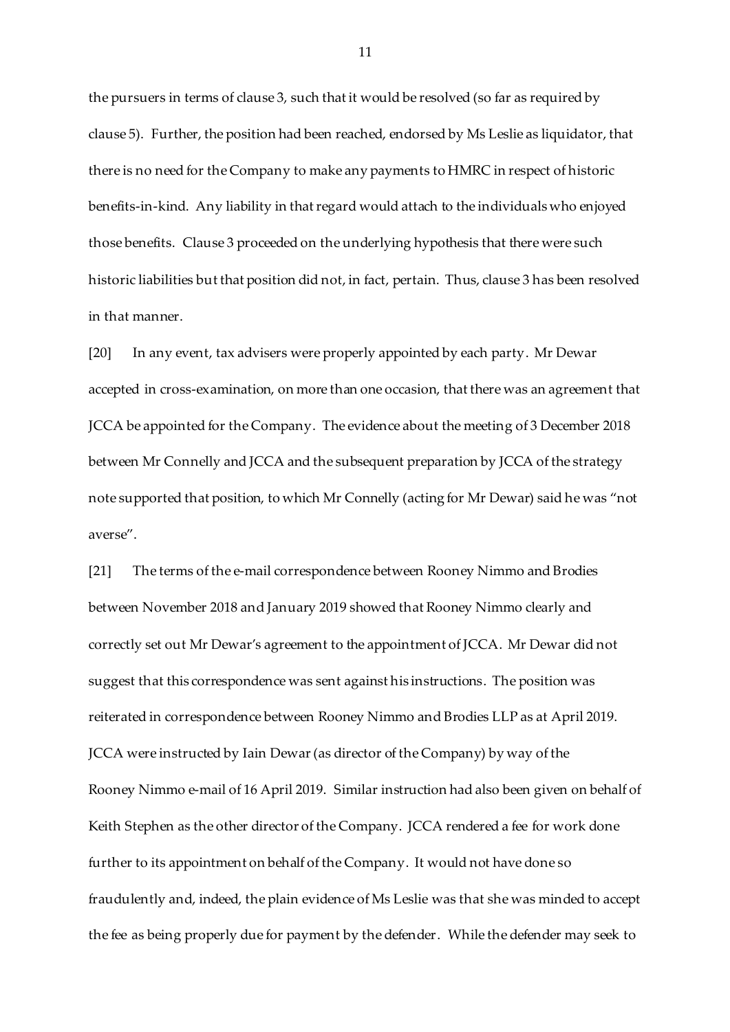the pursuers in terms of clause 3, such that it would be resolved (so far as required by clause 5). Further, the position had been reached, endorsed by Ms Leslie as liquidator, that there is no need for the Company to make any payments to HMRC in respect of historic benefits-in-kind. Any liability in that regard would attach to the individuals who enjoyed those benefits. Clause 3 proceeded on the underlying hypothesis that there were such historic liabilities but that position did not, in fact, pertain. Thus, clause 3 has been resolved in that manner.

[20] In any event, tax advisers were properly appointed by each party. Mr Dewar accepted in cross-examination, on more than one occasion, that there was an agreement that JCCA be appointed for the Company. The evidence about the meeting of 3 December 2018 between Mr Connelly and JCCA and the subsequent preparation by JCCA of the strategy note supported that position, to which Mr Connelly (acting for Mr Dewar) said he was "not averse".

[21] The terms of the e-mail correspondence between Rooney Nimmo and Brodies between November 2018 and January 2019 showed that Rooney Nimmo clearly and correctly set out Mr Dewar's agreement to the appointment of JCCA. Mr Dewar did not suggest that this correspondence was sent against his instructions. The position was reiterated in correspondence between Rooney Nimmo and Brodies LLP as at April 2019. JCCA were instructed by Iain Dewar (as director of the Company) by way of the Rooney Nimmo e-mail of 16 April 2019. Similar instruction had also been given on behalf of Keith Stephen as the other director of the Company. JCCA rendered a fee for work done further to its appointment on behalf of the Company. It would not have done so fraudulently and, indeed, the plain evidence of Ms Leslie was that she was minded to accept the fee as being properly due for payment by the defender. While the defender may seek to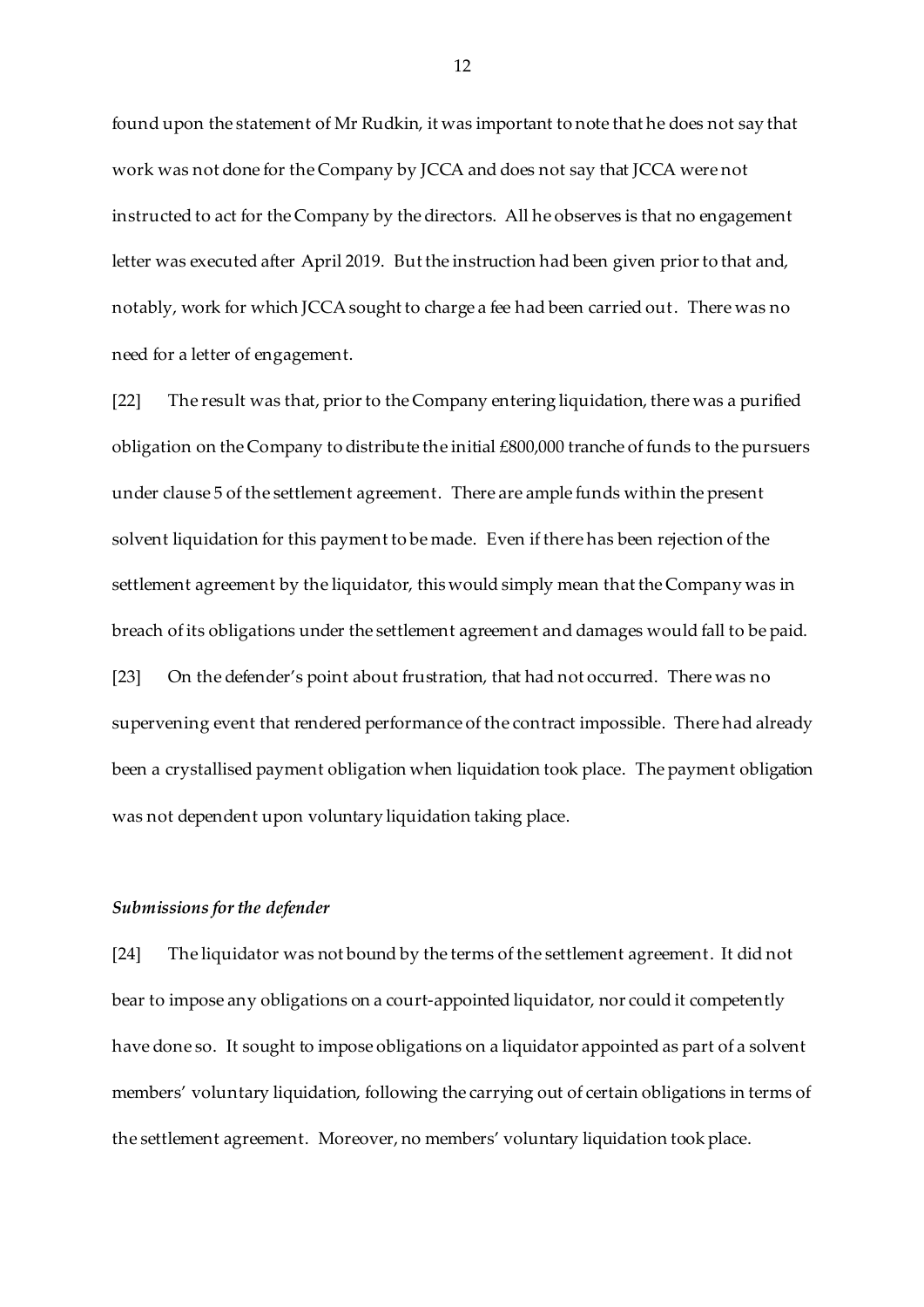found upon the statement of Mr Rudkin, it was important to note that he does not say that work was not done for the Company by JCCA and does not say that JCCA were not instructed to act for the Company by the directors. All he observes is that no engagement letter was executed after April 2019. But the instruction had been given prior to that and, notably, work for which JCCA sought to charge a fee had been carried out. There was no need for a letter of engagement.

[22] The result was that, prior to the Company entering liquidation, there was a purified obligation on the Company to distribute the initial £800,000 tranche of funds to the pursuers under clause 5 of the settlement agreement. There are ample funds within the present solvent liquidation for this payment to be made. Even if there has been rejection of the settlement agreement by the liquidator, this would simply mean that the Company was in breach of its obligations under the settlement agreement and damages would fall to be paid.

[23] On the defender's point about frustration, that had not occurred. There was no supervening event that rendered performance of the contract impossible. There had already been a crystallised payment obligation when liquidation took place. The payment obligation was not dependent upon voluntary liquidation taking place.

### *Submissions for the defender*

[24] The liquidator was not bound by the terms of the settlement agreement. It did not bear to impose any obligations on a court-appointed liquidator, nor could it competently have done so. It sought to impose obligations on a liquidator appointed as part of a solvent members' voluntary liquidation, following the carrying out of certain obligations in terms of the settlement agreement. Moreover, no members' voluntary liquidation took place.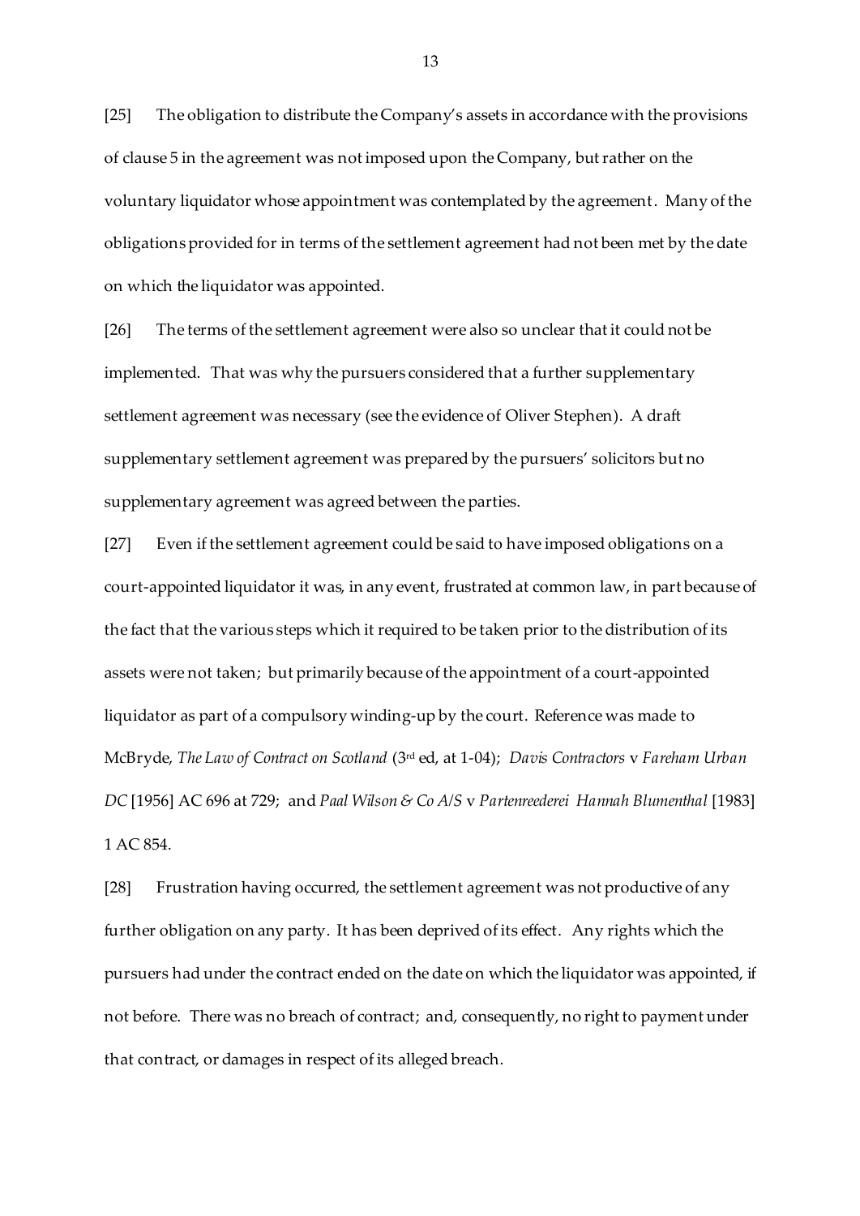[25] The obligation to distribute the Company's assets in accordance with the provisions of clause 5 in the agreement was not imposed upon the Company, but rather on the voluntary liquidator whose appointment was contemplated by the agreement. Many of the obligations provided for in terms of the settlement agreement had not been met by the date on which the liquidator was appointed.

[26] The terms of the settlement agreement were also so unclear that it could not be implemented. That was why the pursuers considered that a further supplementary settlement agreement was necessary (see the evidence of Oliver Stephen). A draft supplementary settlement agreement was prepared by the pursuers' solicitors but no supplementary agreement was agreed between the parties.

[27] Even if the settlement agreement could be said to have imposed obligations on a court-appointed liquidator it was, in any event, frustrated at common law, in part because of the fact that the various steps which it required to be taken prior to the distribution of its assets were not taken; but primarily because of the appointment of a court-appointed liquidator as part of a compulsory winding-up by the court. Reference was made to McBryde, *The Law of Contract on Scotland* (3rd ed, at 1-04); *Davis Contractors* v *Fareham Urban DC* [1956] AC 696 at 729; and *Paal Wilson & Co A/S* v *Partenreederei Hannah Blumenthal* [1983] 1 AC 854.

[28] Frustration having occurred, the settlement agreement was not productive of any further obligation on any party. It has been deprived of its effect. Any rights which the pursuers had under the contract ended on the date on which the liquidator was appointed, if not before. There was no breach of contract; and, consequently, no right to payment under that contract, or damages in respect of its alleged breach.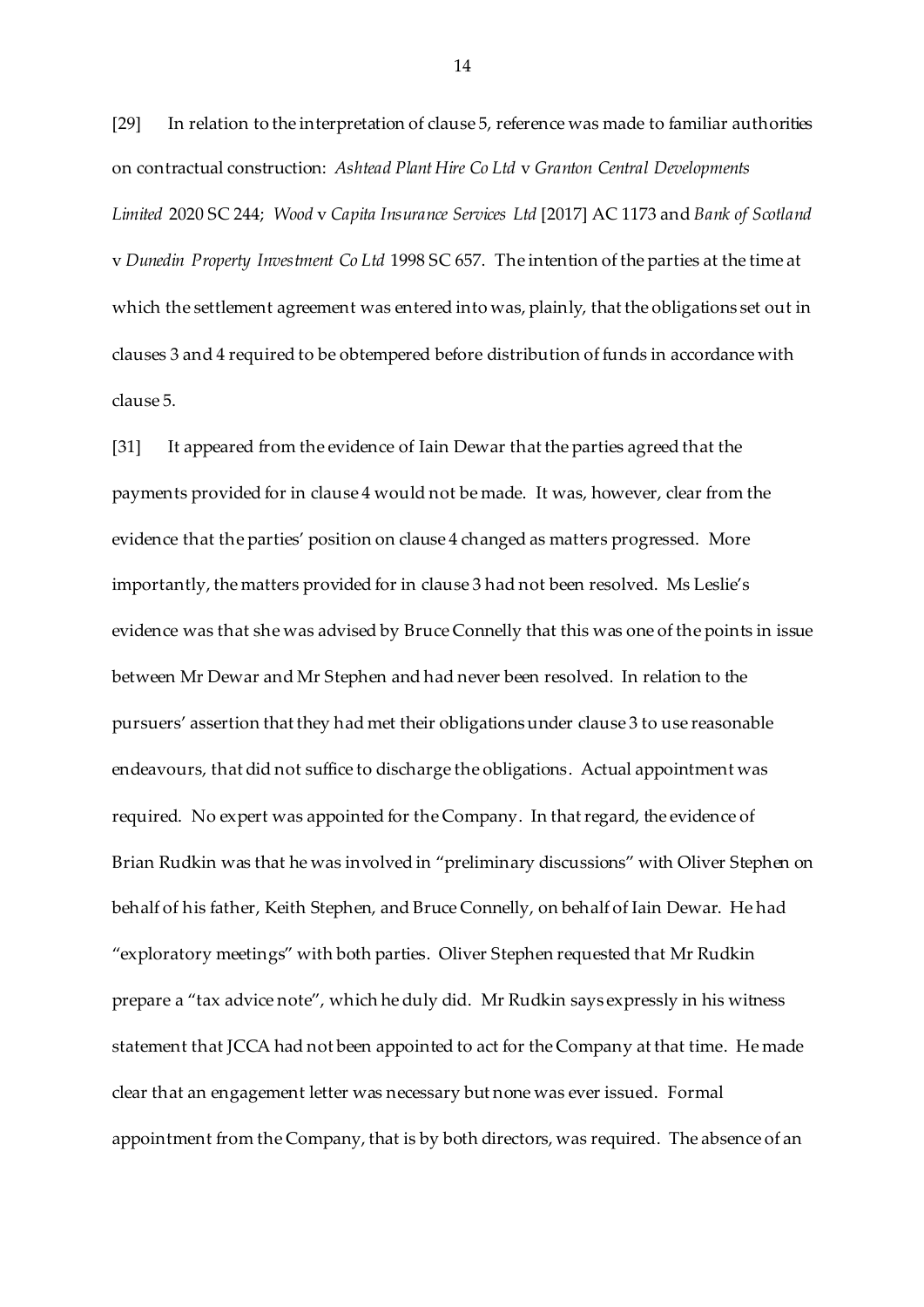[29] In relation to the interpretation of clause 5, reference was made to familiar authorities on contractual construction: *Ashtead Plant Hire Co Ltd* v *Granton Central Developments Limited* 2020 SC 244; *Wood* v *Capita Insurance Services Ltd* [2017] AC 1173 and *Bank of Scotland* v *Dunedin Property Investment Co Ltd* 1998 SC 657. The intention of the parties at the time at which the settlement agreement was entered into was, plainly, that the obligations set out in clauses 3 and 4 required to be obtempered before distribution of funds in accordance with clause 5.

[31] It appeared from the evidence of Iain Dewar that the parties agreed that the payments provided for in clause 4 would not be made. It was, however, clear from the evidence that the parties' position on clause 4 changed as matters progressed. More importantly, the matters provided for in clause 3 had not been resolved. Ms Leslie's evidence was that she was advised by Bruce Connelly that this was one of the points in issue between Mr Dewar and Mr Stephen and had never been resolved. In relation to the pursuers' assertion that they had met their obligations under clause 3 to use reasonable endeavours, that did not suffice to discharge the obligations. Actual appointment was required. No expert was appointed for the Company. In that regard, the evidence of Brian Rudkin was that he was involved in "preliminary discussions" with Oliver Stephen on behalf of his father, Keith Stephen, and Bruce Connelly, on behalf of Iain Dewar. He had "exploratory meetings" with both parties. Oliver Stephen requested that Mr Rudkin prepare a "tax advice note", which he duly did. Mr Rudkin says expressly in his witness statement that JCCA had not been appointed to act for the Company at that time. He made clear that an engagement letter was necessary but none was ever issued. Formal appointment from the Company, that is by both directors, was required. The absence of an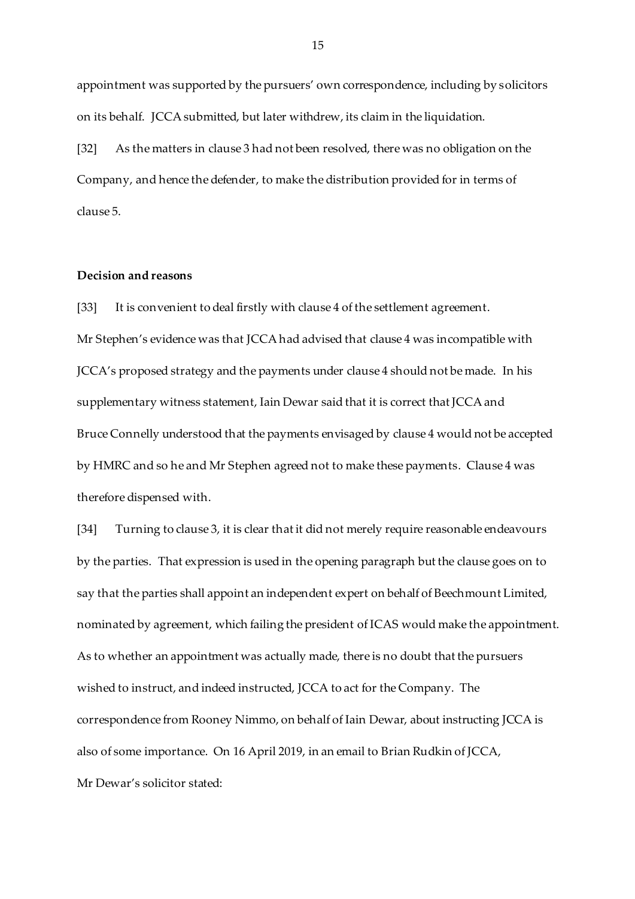appointment was supported by the pursuers' own correspondence, including by solicitors on its behalf. JCCA submitted, but later withdrew, its claim in the liquidation.

[32] As the matters in clause 3 had not been resolved, there was no obligation on the Company, and hence the defender, to make the distribution provided for in terms of clause 5.

**Decision and reasons**

[33] It is convenient to deal firstly with clause 4 of the settlement agreement. Mr Stephen's evidence was that JCCA had advised that clause 4 was incompatible with JCCA's proposed strategy and the payments under clause 4 should not be made. In his supplementary witness statement, Iain Dewar said that it is correct that JCCA and Bruce Connelly understood that the payments envisaged by clause 4 would not be accepted by HMRC and so he and Mr Stephen agreed not to make these payments. Clause 4 was therefore dispensed with.

[34] Turning to clause 3, it is clear that it did not merely require reasonable endeavours by the parties. That expression is used in the opening paragraph but the clause goes on to say that the parties shall appoint an independent expert on behalf of Beechmount Limited, nominated by agreement, which failing the president of ICAS would make the appointment. As to whether an appointment was actually made, there is no doubt that the pursuers wished to instruct, and indeed instructed, JCCA to act for the Company. The correspondence from Rooney Nimmo, on behalf of Iain Dewar, about instructing JCCA is also of some importance. On 16 April 2019, in an email to Brian Rudkin of JCCA, Mr Dewar's solicitor stated: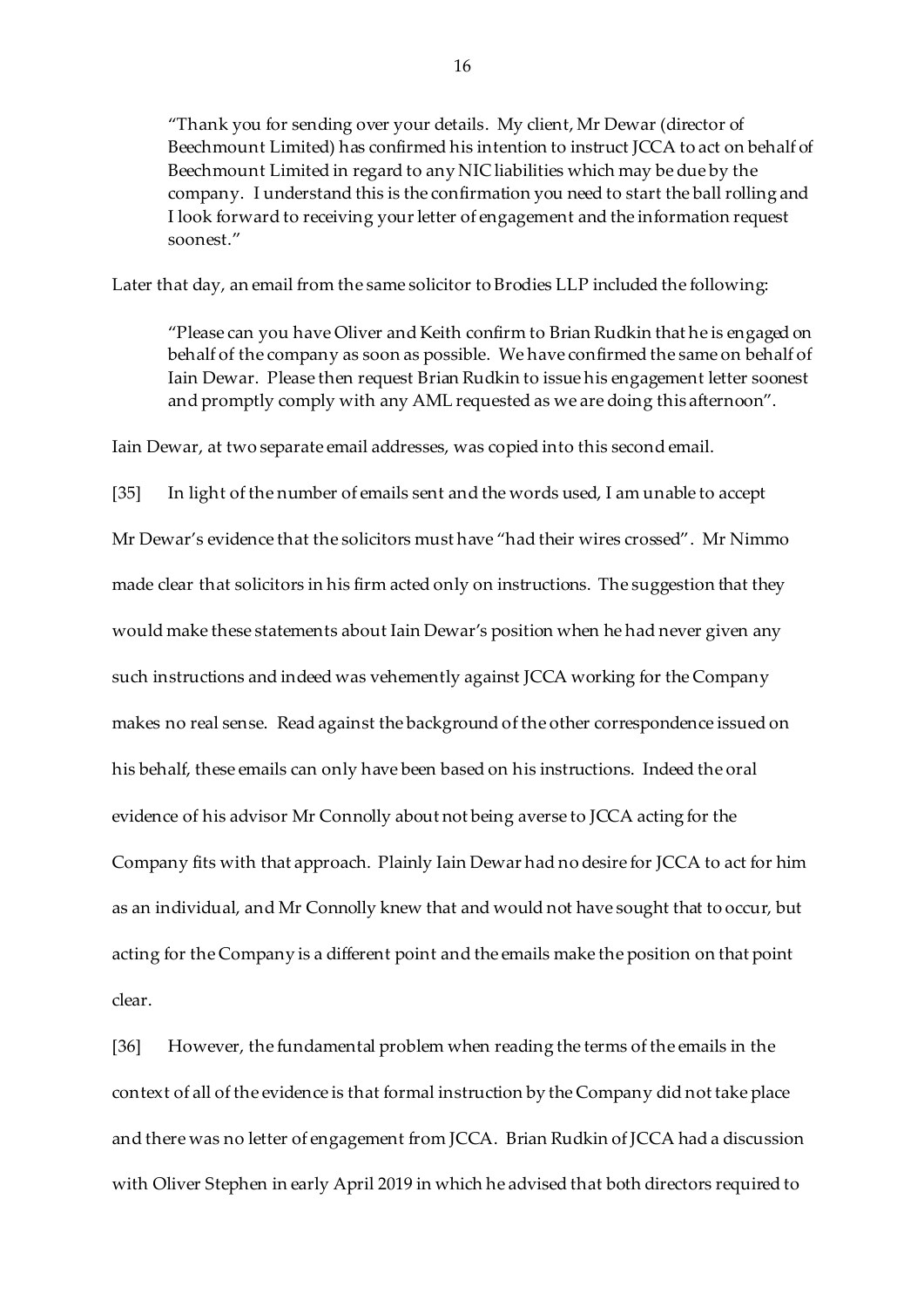> "Thank you for sending over your details. My client, Mr Dewar (director of Beechmount Limited) has confirmed his intention to instruct JCCA to act on behalf of Beechmount Limited in regard to any NIC liabilities which may be due by the company. I understand this is the confirmation you need to start the ball rolling and I look forward to receiving your letter of engagement and the information request soonest."

Later that day, an email from the same solicitor to Brodies LLP included the following:

> "Please can you have Oliver and Keith confirm to Brian Rudkin that he is engaged on behalf of the company as soon as possible. We have confirmed the same on behalf of Iain Dewar. Please then request Brian Rudkin to issue his engagement letter soonest and promptly comply with any AML requested as we are doing this afternoon".

Iain Dewar, at two separate email addresses, was copied into this second email.

[35] In light of the number of emails sent and the words used, I am unable to accept Mr Dewar's evidence that the solicitors must have "had their wires crossed". Mr Nimmo made clear that solicitors in his firm acted only on instructions. The suggestion that they would make these statements about Iain Dewar's position when he had never given any such instructions and indeed was vehemently against JCCA working for the Company makes no real sense. Read against the background of the other correspondence issued on his behalf, these emails can only have been based on his instructions. Indeed the oral evidence of his advisor Mr Connolly about not being averse to JCCA acting for the Company fits with that approach. Plainly Iain Dewar had no desire for JCCA to act for him as an individual, and Mr Connolly knew that and would not have sought that to occur, but acting for the Company is a different point and the emails make the position on that point clear.

[36] However, the fundamental problem when reading the terms of the emails in the context of all of the evidence is that formal instruction by the Company did not take place and there was no letter of engagement from JCCA. Brian Rudkin of JCCA had a discussion with Oliver Stephen in early April 2019 in which he advised that both directors required to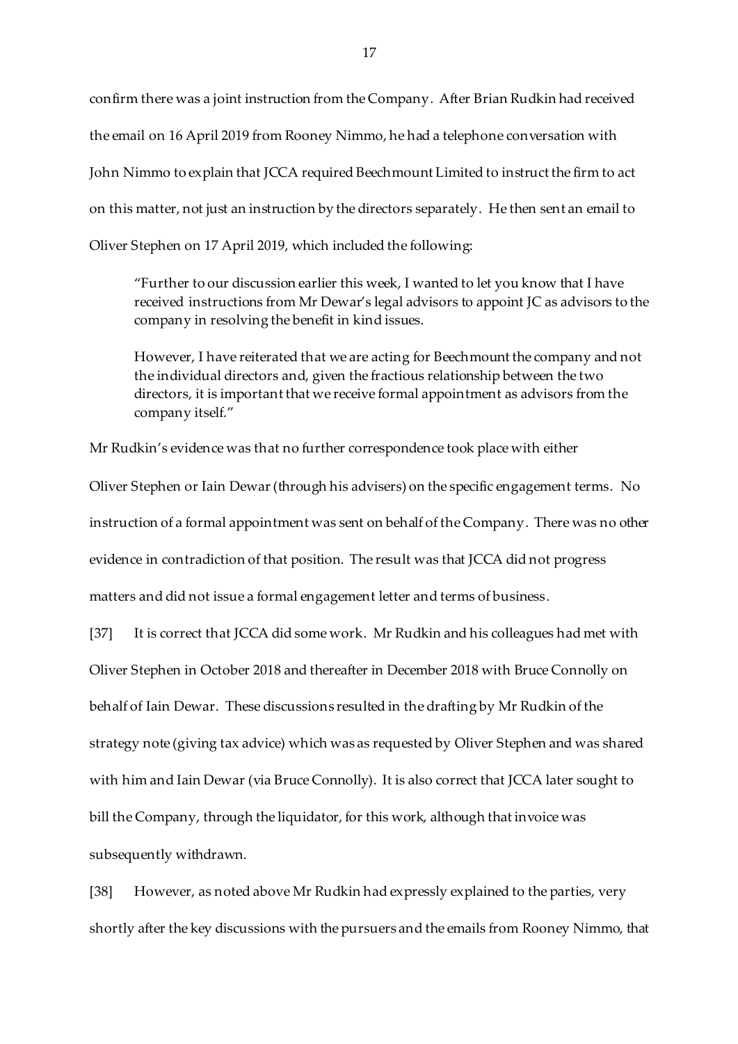confirm there was a joint instruction from the Company. After Brian Rudkin had received the email on 16 April 2019 from Rooney Nimmo, he had a telephone conversation with John Nimmo to explain that JCCA required Beechmount Limited to instruct the firm to act on this matter, not just an instruction by the directors separately. He then sent an email to Oliver Stephen on 17 April 2019, which included the following:

> "Further to our discussion earlier this week, I wanted to let you know that I have received instructions from Mr Dewar's legal advisors to appoint JC as advisors to the company in resolving the benefit in kind issues.
>
> However, I have reiterated that we are acting for Beechmount the company and not the individual directors and, given the fractious relationship between the two directors, it is important that we receive formal appointment as advisors from the company itself."

Mr Rudkin's evidence was that no further correspondence took place with either Oliver Stephen or Iain Dewar (through his advisers) on the specific engagement terms. No instruction of a formal appointment was sent on behalf of the Company. There was no other evidence in contradiction of that position. The result was that JCCA did not progress matters and did not issue a formal engagement letter and terms of business.

[37] It is correct that JCCA did some work. Mr Rudkin and his colleagues had met with Oliver Stephen in October 2018 and thereafter in December 2018 with Bruce Connolly on behalf of Iain Dewar. These discussions resulted in the drafting by Mr Rudkin of the strategy note (giving tax advice) which was as requested by Oliver Stephen and was shared with him and Iain Dewar (via Bruce Connolly). It is also correct that JCCA later sought to bill the Company, through the liquidator, for this work, although that invoice was subsequently withdrawn.

[38] However, as noted above Mr Rudkin had expressly explained to the parties, very shortly after the key discussions with the pursuers and the emails from Rooney Nimmo, that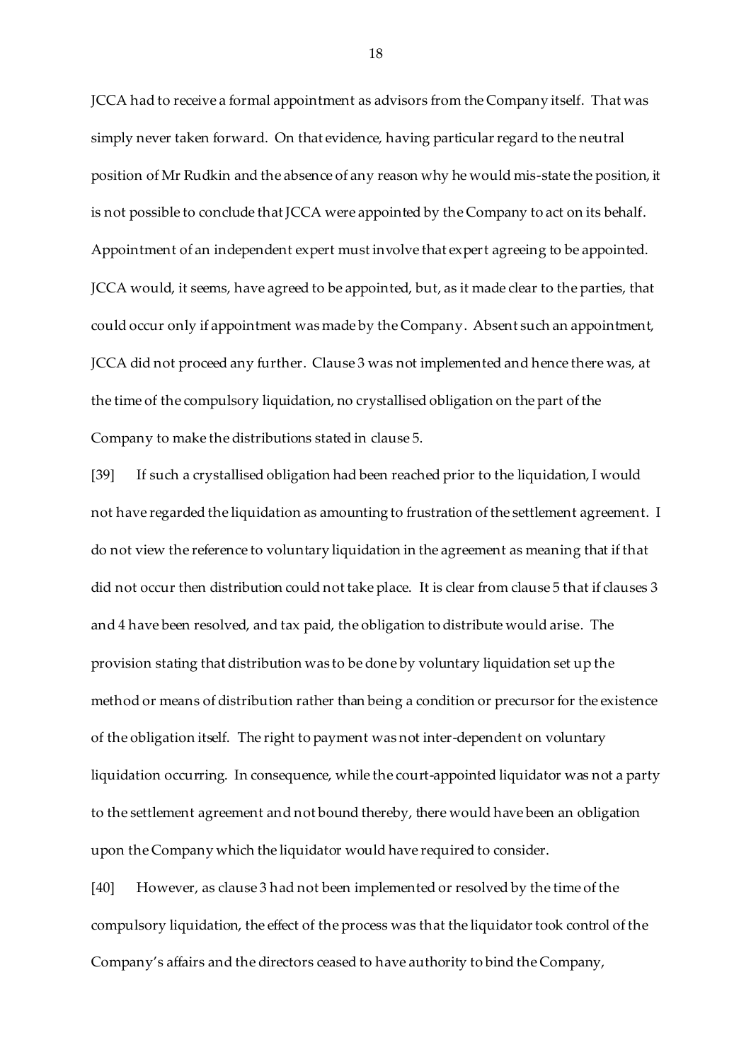JCCA had to receive a formal appointment as advisors from the Company itself. That was simply never taken forward. On that evidence, having particular regard to the neutral position of Mr Rudkin and the absence of any reason why he would mis-state the position, it is not possible to conclude that JCCA were appointed by the Company to act on its behalf. Appointment of an independent expert must involve that expert agreeing to be appointed. JCCA would, it seems, have agreed to be appointed, but, as it made clear to the parties, that could occur only if appointment was made by the Company. Absent such an appointment, JCCA did not proceed any further. Clause 3 was not implemented and hence there was, at the time of the compulsory liquidation, no crystallised obligation on the part of the Company to make the distributions stated in clause 5.

[39] If such a crystallised obligation had been reached prior to the liquidation, I would not have regarded the liquidation as amounting to frustration of the settlement agreement. I do not view the reference to voluntary liquidation in the agreement as meaning that if that did not occur then distribution could not take place. It is clear from clause 5 that if clauses 3 and 4 have been resolved, and tax paid, the obligation to distribute would arise. The provision stating that distribution was to be done by voluntary liquidation set up the method or means of distribution rather than being a condition or precursor for the existence of the obligation itself. The right to payment was not inter-dependent on voluntary liquidation occurring. In consequence, while the court-appointed liquidator was not a party to the settlement agreement and not bound thereby, there would have been an obligation upon the Company which the liquidator would have required to consider.

[40] However, as clause 3 had not been implemented or resolved by the time of the compulsory liquidation, the effect of the process was that the liquidator took control of the Company's affairs and the directors ceased to have authority to bind the Company,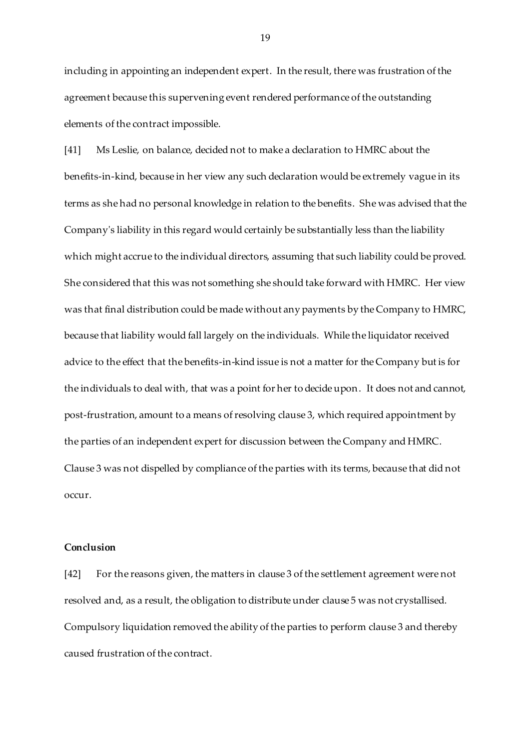including in appointing an independent expert. In the result, there was frustration of the agreement because this supervening event rendered performance of the outstanding elements of the contract impossible.

[41] Ms Leslie, on balance, decided not to make a declaration to HMRC about the benefits-in-kind, because in her view any such declaration would be extremely vague in its terms as she had no personal knowledge in relation to the benefits. She was advised that the Company's liability in this regard would certainly be substantially less than the liability which might accrue to the individual directors, assuming that such liability could be proved. She considered that this was not something she should take forward with HMRC. Her view was that final distribution could be made without any payments by the Company to HMRC, because that liability would fall largely on the individuals. While the liquidator received advice to the effect that the benefits-in-kind issue is not a matter for the Company but is for the individuals to deal with, that was a point for her to decide upon. It does not and cannot, post-frustration, amount to a means of resolving clause 3, which required appointment by the parties of an independent expert for discussion between the Company and HMRC. Clause 3 was not dispelled by compliance of the parties with its terms, because that did not occur.

**Conclusion**

[42] For the reasons given, the matters in clause 3 of the settlement agreement were not resolved and, as a result, the obligation to distribute under clause 5 was not crystallised. Compulsory liquidation removed the ability of the parties to perform clause 3 and thereby caused frustration of the contract.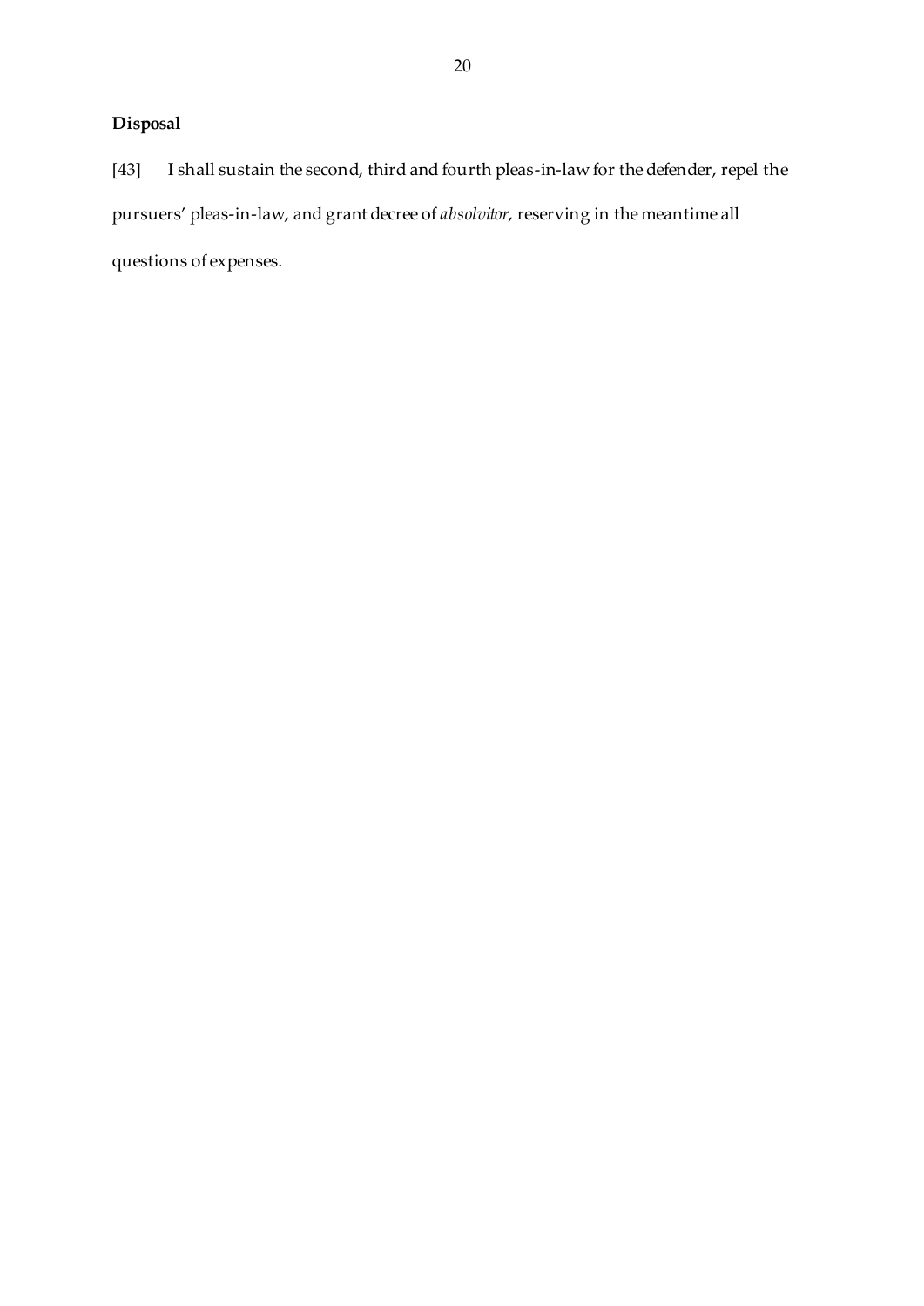**Disposal**

[43] I shall sustain the second, third and fourth pleas-in-law for the defender, repel the pursuers' pleas-in-law, and grant decree of *absolvitor*, reserving in the meantime all questions of expenses.